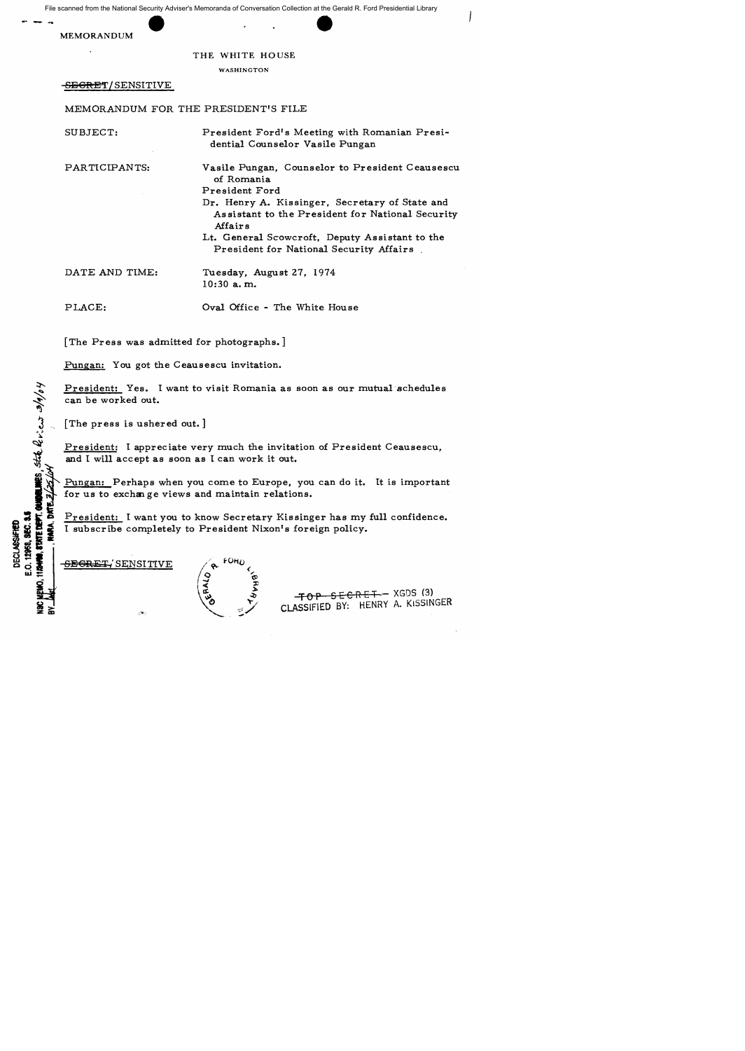MEMORANDUM

THE WHITE HOUSE

WASHINGTON

~~SECRET~~/SENSITIVE

MEMORANDUM FOR THE PRESIDENT'S FILE

| | |
|---|---|
| SUBJECT: | President Ford's Meeting with Romanian Presidential Counselor Vasile Pungan |
| PARTICIPANTS: | Vasile Pungan, Counselor to President Ceausescu of Romania<br>President Ford<br>Dr. Henry A. Kissinger, Secretary of State and Assistant to the President for National Security Affairs<br>Lt. General Scowcroft, Deputy Assistant to the President for National Security Affairs |
| DATE AND TIME: | Tuesday, August 27, 1974<br>10:30 a.m. |
| PLACE: | Oval Office - The White House |

[The Press was admitted for photographs.]

Pungan: You got the Ceausescu invitation.

President: Yes. I want to visit Romania as soon as our mutual schedules can be worked out.

[The press is ushered out.]

President: I appreciate very much the invitation of President Ceausescu, and I will accept as soon as I can work it out.

Pungan: Perhaps when you come to Europe, you can do it. It is important for us to exchange views and maintain relations.

President: I want you to know Secretary Kissinger has my full confidence. I subscribe completely to President Nixon's foreign policy.

~~SECRET~~/SENSITIVE

~~TOP SECRET~~ - XGDS (3)
CLASSIFIED BY: HENRY A. KISSINGER

DECLASSIFIED
E.O. 12958, SEC. 3.5
NSC MEMO, 11/24/98, STATE DEPT. GUIDELINES, state review 3/9/04
BY ___, NARA, DATE 3/25/04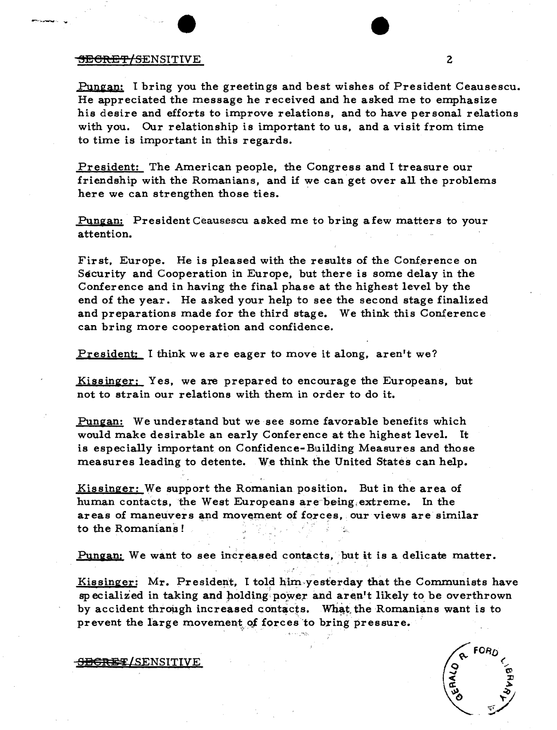Pungan: I bring you the greetings and best wishes of President Ceausescu. He appreciated the message he received and he asked me to emphasize his desire and efforts to improve relations, and to have personal relations with you. Our relationship is important to us, and a visit from time to time is important in this regards.

President: The American people, the Congress and I treasure our friendship with the Romanians, and if we can get over all the problems here we can strengthen those ties.

Pungan: President Ceausescu asked me to bring a few matters to your attention.

First, Europe. He is pleased with the results of the Conference on Security and Cooperation in Europe, but there is some delay in the Conference and in having the final phase at the highest level by the end of the year. He asked your help to see the second stage finalized and preparations made for the third stage. We think this Conference can bring more cooperation and confidence.

President: I think we are eager to move it along, aren't we?

Kissinger: Yes, we are prepared to encourage the Europeans, but not to strain our relations with them in order to do it.

Pungan: We understand but we see some favorable benefits which would make desirable an early Conference at the highest level. It is especially important on Confidence-Building Measures and those measures leading to detente. We think the United States can help.

Kissinger: We support the Romanian position. But in the area of human contacts, the West Europeans are being extreme. In the areas of maneuvers and movement of forces, our views are similar to the Romanians!

Pungan: We want to see increased contacts, but it is a delicate matter.

Kissinger: Mr. President, I told him yesterday that the Communists have specialized in taking and holding power and aren't likely to be overthrown by accident through increased contacts. What the Romanians want is to prevent the large movement of forces to bring pressure.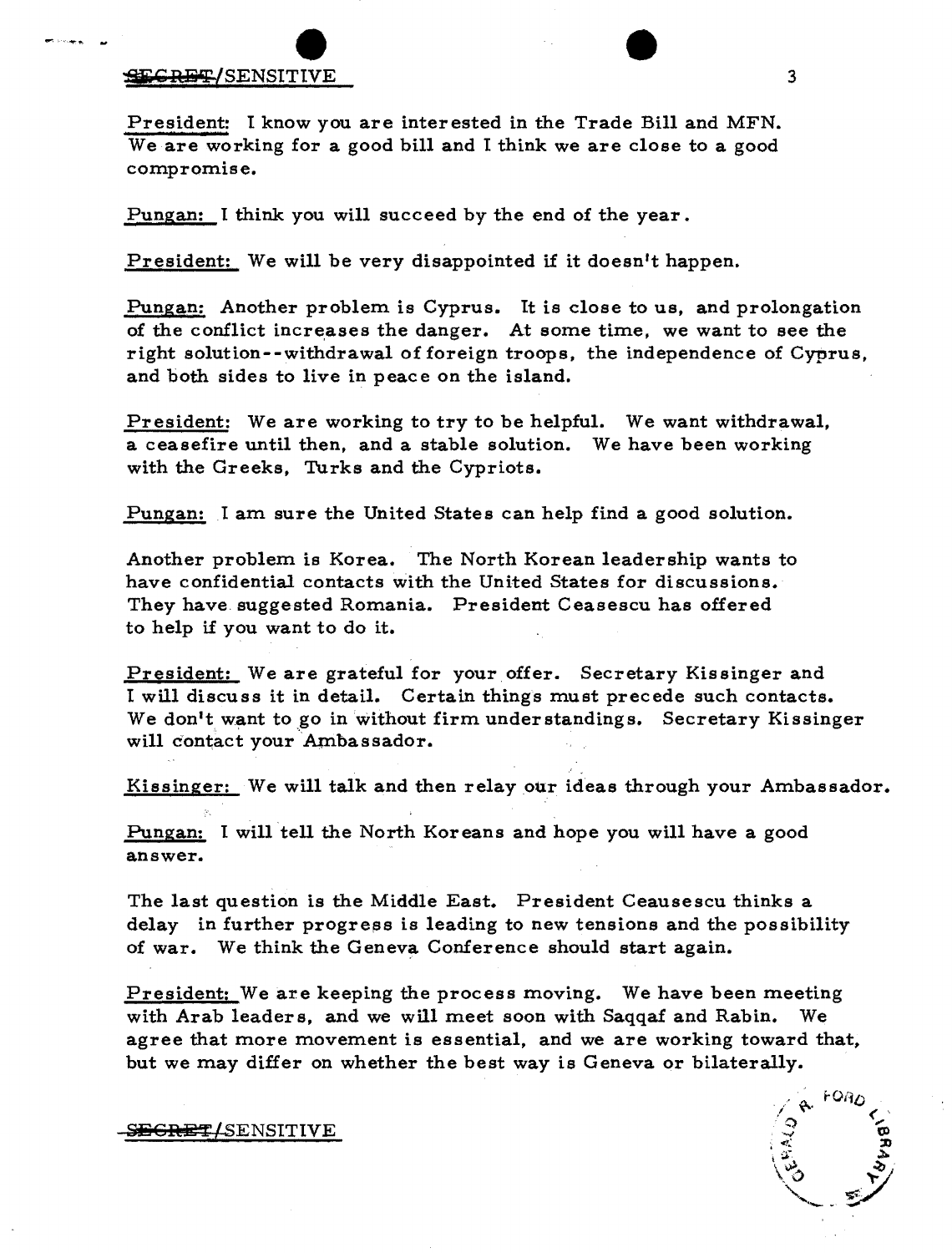President: I know you are interested in the Trade Bill and MFN. We are working for a good bill and I think we are close to a good compromise.

Pungan: I think you will succeed by the end of the year.

President: We will be very disappointed if it doesn't happen.

Pungan: Another problem is Cyprus. It is close to us, and prolongation of the conflict increases the danger. At some time, we want to see the right solution--withdrawal of foreign troops, the independence of Cyprus, and both sides to live in peace on the island.

President: We are working to try to be helpful. We want withdrawal, a ceasefire until then, and a stable solution. We have been working with the Greeks, Turks and the Cypriots.

Pungan: I am sure the United States can help find a good solution.

Another problem is Korea. The North Korean leadership wants to have confidential contacts with the United States for discussions. They have suggested Romania. President Ceasescu has offered to help if you want to do it.

President: We are grateful for your offer. Secretary Kissinger and I will discuss it in detail. Certain things must precede such contacts. We don't want to go in without firm understandings. Secretary Kissinger will contact your Ambassador.

Kissinger: We will talk and then relay our ideas through your Ambassador.

Pungan: I will tell the North Koreans and hope you will have a good answer.

The last question is the Middle East. President Ceausescu thinks a delay in further progress is leading to new tensions and the possibility of war. We think the Geneva Conference should start again.

President: We are keeping the process moving. We have been meeting with Arab leaders, and we will meet soon with Saqqaf and Rabin. We agree that more movement is essential, and we are working toward that, but we may differ on whether the best way is Geneva or bilaterally.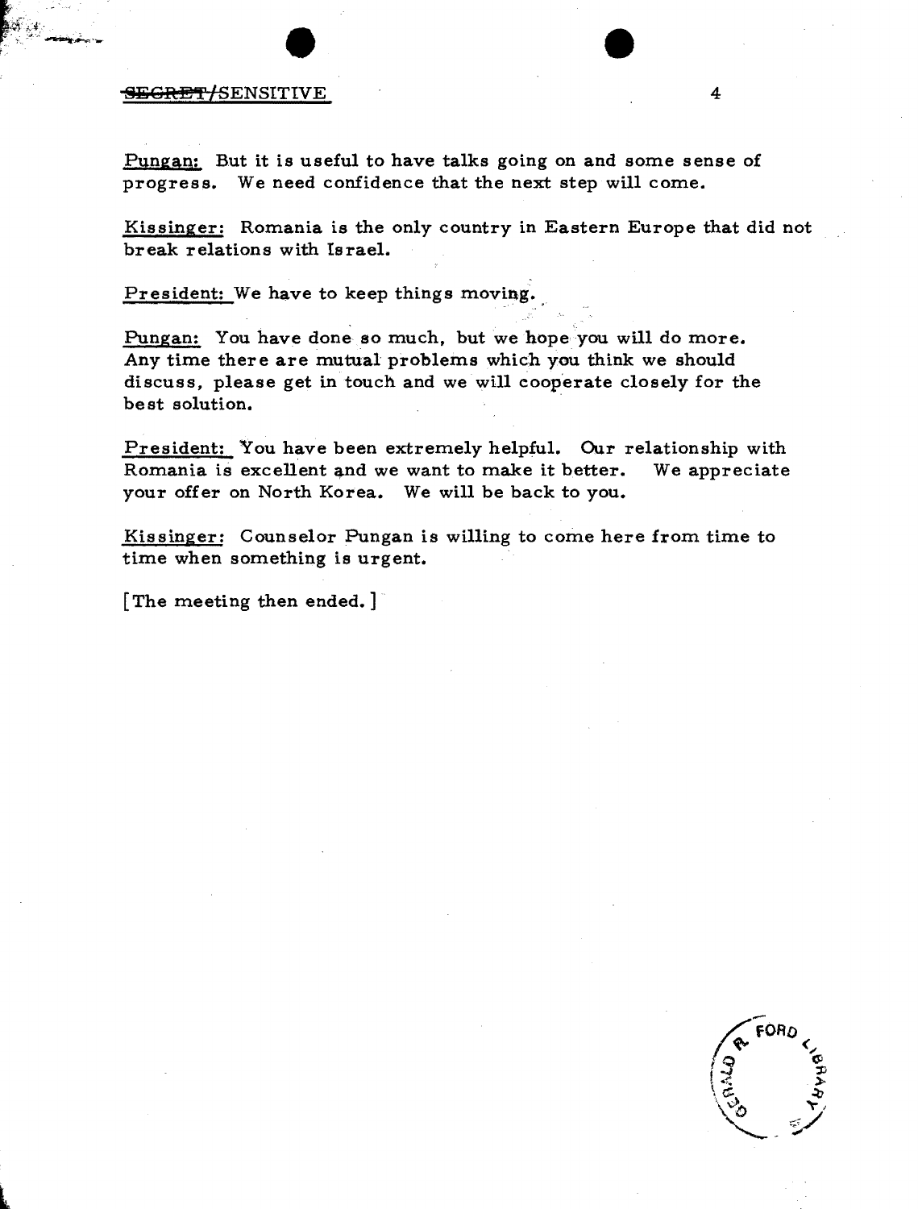Pungan: But it is useful to have talks going on and some sense of progress. We need confidence that the next step will come.

Kissinger: Romania is the only country in Eastern Europe that did not break relations with Israel.

President: We have to keep things moving.

Pungan: You have done so much, but we hope you will do more. Any time there are mutual problems which you think we should discuss, please get in touch and we will cooperate closely for the best solution.

President: You have been extremely helpful. Our relationship with Romania is excellent and we want to make it better. We appreciate your offer on North Korea. We will be back to you.

Kissinger: Counselor Pungan is willing to come here from time to time when something is urgent.

[The meeting then ended.]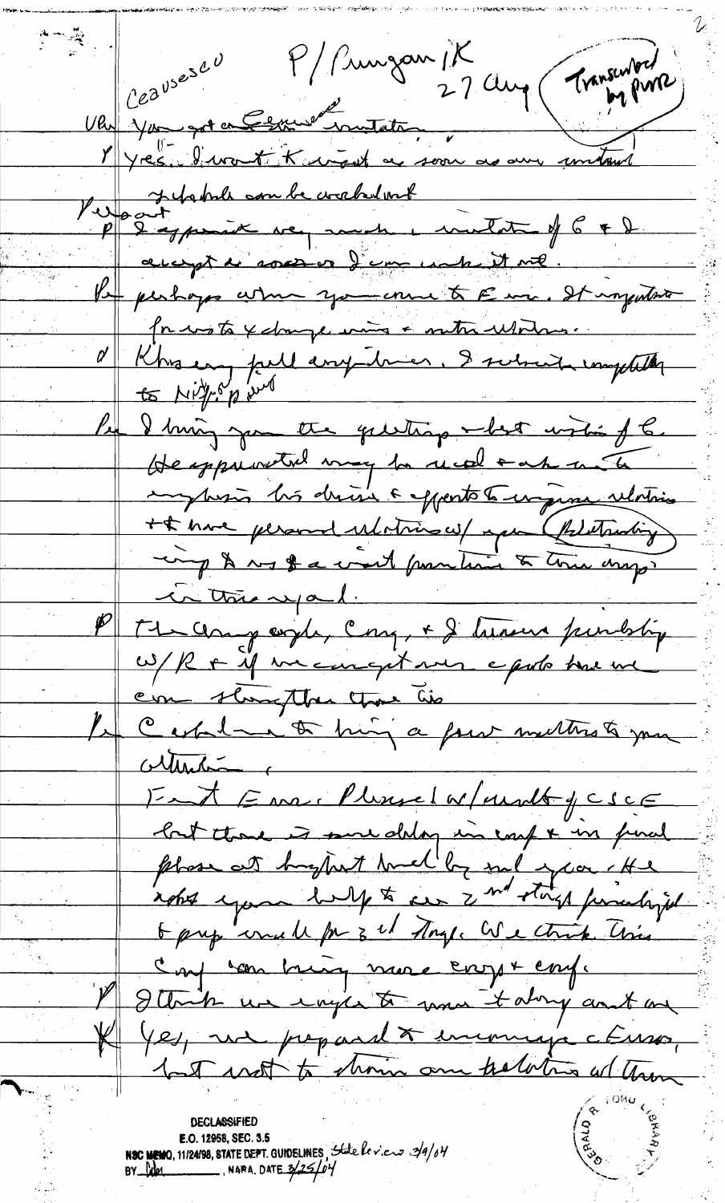Ceausescu P/Prunganu/K 27 Aug (Transcribed by PMR)

Ver: You got a Ceausescu invitation

P: Yes. I want to visit as soon as our internal schedule can be worked out

Ver: Prunganu

P: I appreciate very much the invitation of C & I accept in principle. I cannot make it now.

Ver: perhaps when you come to Europe. It important for us to exchange views & mutual relations.

K: Khrushchev/Brezhnev(?) full anyplace. I submit completely to Nixon's plans

Pru: I bring you the greetings & best wishes of C. He appreciated very much the recent talks with emphasis his desire & efforts to improve relations & to have personal relations w/ you (Relationship... ) & he's for a visit from time to time... in this regard.

P: The Congress, & I treasure friendship w/ R & if we can get over a problem here we can strengthen those ties

Pru: C asked me to bring a few matters to your attention,

First Europe. Phase I w/ results of CSCE but there is some delay in conf & in final phase at highest level by end year. He asks your help to see 2nd stage finalized & prep made for 3rd stage. We think this conf can bring more energy & conf.

P: I think we ought to move it along and we

K: Yes, we prepared to encourage a Europe, but want to strain our relations with them

DECLASSIFIED
E.O. 12958, SEC. 3.5
NSC MEMO, 11/24/98, STATE DEPT. GUIDELINES State Review 3/9/04
BY [initials], NARA, DATE 3/25/04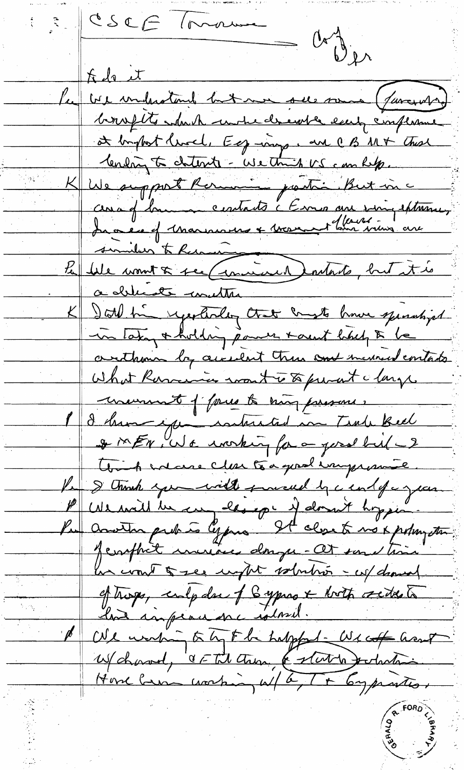CSCE Toronto

Cof
Dpr

to do it

Pu We understand but we see some (favorable) benefits which make desirable early conference at highest level. Esp. improve. and CBM + those tending to detente – We think US can help.

K We support Romanian position. But in c area of human contacts c Euros are very extreme. In area of maneuvers + movement (of forces) our views are similar to Romania.

Pu We want to see (increased) contacts, but it is a delicate matter

K I told him yesterday that Sov's have specialized in taking + holding power + aren't likely to be overthrown by accident thru our increased contacts. What Romania wants is to prevent c large movement of forces to bring pressure.

P I know you interested in Trade Bill + MFN. We working for a good bill – I think we are close to a good compromise.

Pu I think you will succeed by c end of c year.

P We will be very disap. if doesn't happen.

Pu Another prob is Cyprus. It close to us + prolonged conflict increases danger – at same time we want to see right solution – w/drawal of troops, indep. of Cyprus + both sides to live in peace on c island.

P We working to try + be helpful – We can't want w/drawal, & FTat them & (stable) solution. Have been working w/ G, T + Cypriots.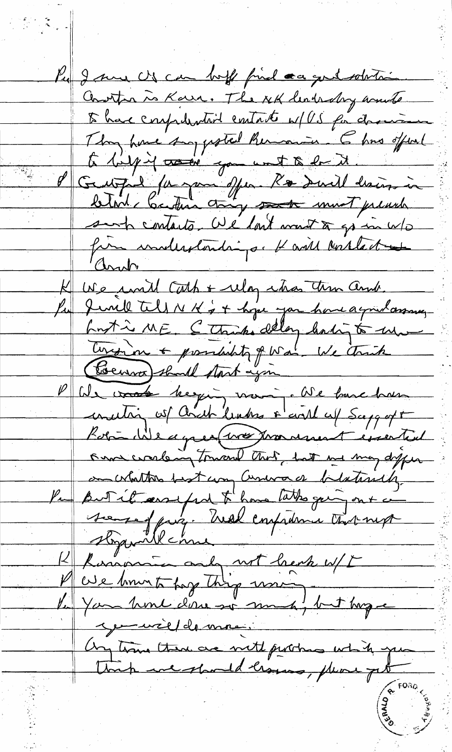Pu I sure US can help find a good solution.
Another is Korea. The NK leadership wants to have confidential contacts w/ US for discussion. They have suggested Rumania. C has offered to help if you want to do it.

P Grateful for your offer. Re would discuss in detail. Certain things must precede such contacts. We don't want to go in w/o firm understandings. K will contact Amb.

K We will talk + relay thru Amb.

Pu I will tell NK's + hope you have a good answer.

Last is ME. C thinks delay leading to more tension + possibility of war. We think Geneva should start again.

P We want keeping moving. We have been meeting w/ Arab leaders + will w/ Sadat + Rabin. We agree movement essential + are working toward that, but we may differ on whether best way Geneva or bilaterally.

Pu But it useful to have talks going on + a sense of progress. Need confidence that next step will come.

K Rumania only not break w/ I

P We have to keep things moving.

Pu You have done so much, but hope you will do more.

Any time there are still problems which you think we should discuss, please get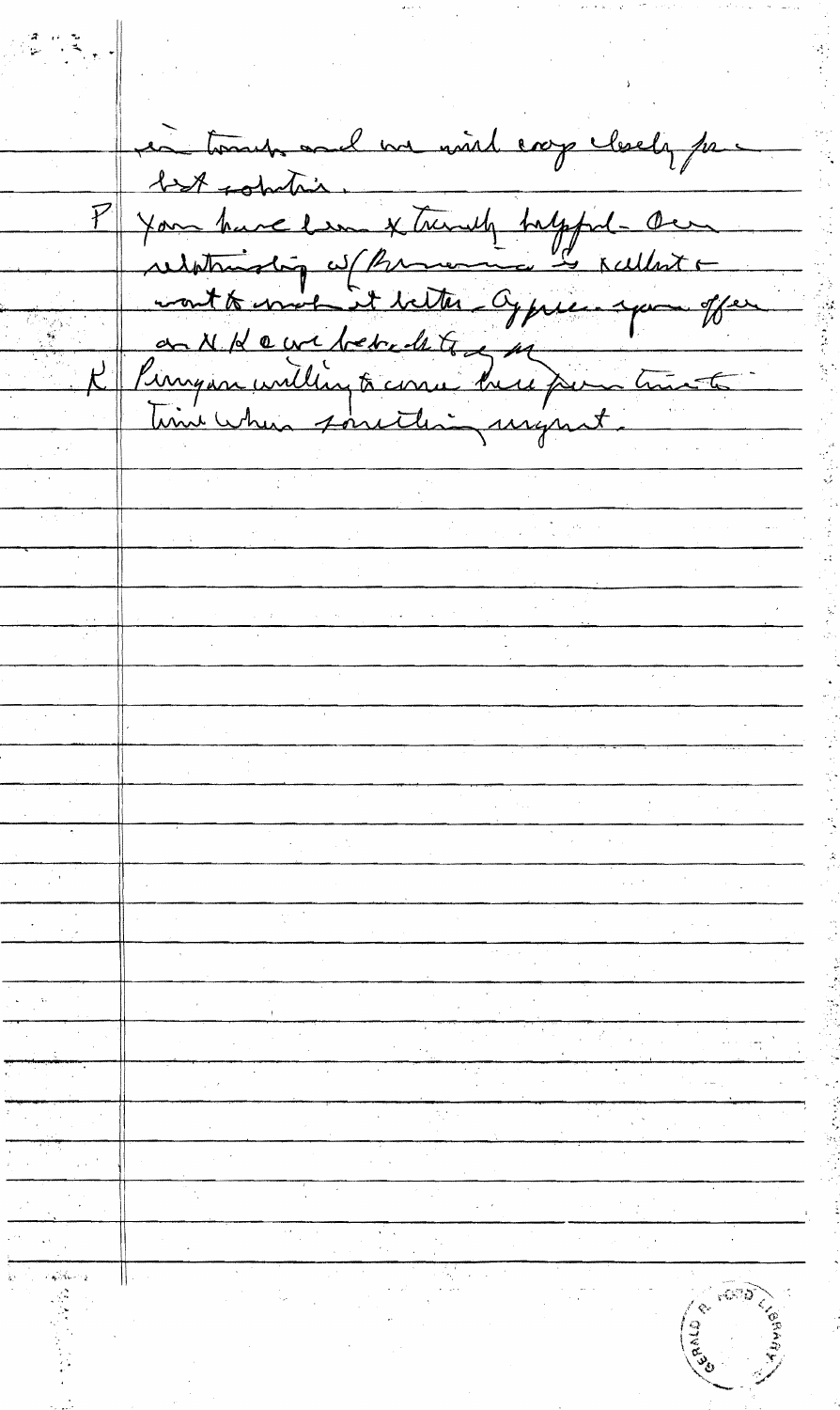in touch and we will coop closely for best solution.

P You have been extremely helpful - Our relationship w/ Rumania is excellent - want to make it better - Appreciate your offer on N.K. & we keep... in...

K Pungan willing to come here from time to time when something urgent.